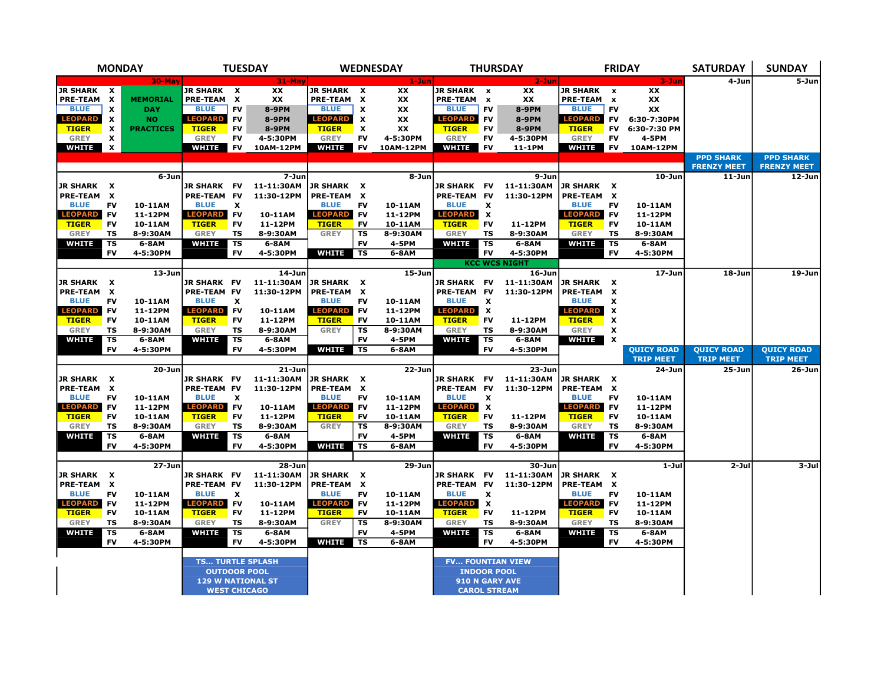## Week of 30-May – 5-Jun

| | MONDAY 30-May | TUESDAY 31-May | WEDNESDAY 1-Jun | THURSDAY 2-Jun | FRIDAY 3-Jun | SATURDAY 4-Jun | SUNDAY 5-Jun |
|---|---|---|---|---|---|---|---|
| JR SHARK | X | X XX | X XX | x XX | x XX | | |
| PRE-TEAM | X | X XX | X XX | x XX | x XX | | |
| BLUE | X | FV 8-9PM | X XX | FV 8-9PM | FV XX | | |
| LEOPARD | X | FV 8-9PM | X XX | FV 8-9PM | FV 6:30-7:30PM | | |
| TIGER | X | FV 8-9PM | X XX | FV 8-9PM | FV 6:30-7:30 PM | | |
| GREY | X | FV 4-5:30PM | FV 4-5:30PM | FV 4-5:30PM | FV 4-5PM | | |
| WHITE | X | FV 10AM-12PM | FV 10AM-12PM | FV 11-1PM | FV 10AM-12PM | | |
| | MEMORIAL DAY NO PRACTICES | | | | | PPD SHARK FRENZY MEET | PPD SHARK FRENZY MEET |

## Week of 6-Jun – 12-Jun

| | MONDAY 6-Jun | TUESDAY 7-Jun | WEDNESDAY 8-Jun | THURSDAY 9-Jun | FRIDAY 10-Jun | SATURDAY 11-Jun | SUNDAY 12-Jun |
|---|---|---|---|---|---|---|---|
| JR SHARK | X | FV 11-11:30AM | X | FV 11-11:30AM | X | | |
| PRE-TEAM | X | FV 11:30-12PM | X | FV 11:30-12PM | X | | |
| BLUE | FV 10-11AM | X | FV 10-11AM | X | FV 10-11AM | | |
| LEOPARD | FV 11-12PM | FV 10-11AM | FV 11-12PM | X | FV 11-12PM | | |
| TIGER | FV 10-11AM | FV 11-12PM | FV 10-11AM | FV 11-12PM | FV 10-11AM | | |
| GREY | TS 8-9:30AM | TS 8-9:30AM | TS 8-9:30AM; FV 4-5PM | TS 8-9:30AM | TS 8-9:30AM | | |
| WHITE | TS 6-8AM; FV 4-5:30PM | TS 6-8AM; FV 4-5:30PM | TS 6-8AM | TS 6-8AM; FV 4-5:30PM | TS 6-8AM; FV 4-5:30PM | | |
| | | | | KCC WCS NIGHT | | | |

## Week of 13-Jun – 19-Jun

| | MONDAY 13-Jun | TUESDAY 14-Jun | WEDNESDAY 15-Jun | THURSDAY 16-Jun | FRIDAY 17-Jun | SATURDAY 18-Jun | SUNDAY 19-Jun |
|---|---|---|---|---|---|---|---|
| JR SHARK | X | FV 11-11:30AM | X | FV 11-11:30AM | X | | |
| PRE-TEAM | X | FV 11:30-12PM | X | FV 11:30-12PM | X | | |
| BLUE | FV 10-11AM | X | FV 10-11AM | X | X | | |
| LEOPARD | FV 11-12PM | FV 10-11AM | FV 11-12PM | X | X | | |
| TIGER | FV 10-11AM | FV 11-12PM | FV 10-11AM | FV 11-12PM | X | | |
| GREY | TS 8-9:30AM | TS 8-9:30AM | TS 8-9:30AM; FV 4-5PM | TS 8-9:30AM | X | | |
| WHITE | TS 6-8AM; FV 4-5:30PM | TS 6-8AM; FV 4-5:30PM | TS 6-8AM | TS 6-8AM; FV 4-5:30PM | X | | |
| | | | | | QUICY ROAD TRIP MEET | QUICY ROAD TRIP MEET | QUICY ROAD TRIP MEET |

## Week of 20-Jun – 26-Jun

| | MONDAY 20-Jun | TUESDAY 21-Jun | WEDNESDAY 22-Jun | THURSDAY 23-Jun | FRIDAY 24-Jun | SATURDAY 25-Jun | SUNDAY 26-Jun |
|---|---|---|---|---|---|---|---|
| JR SHARK | X | FV 11-11:30AM | X | FV 11-11:30AM | X | | |
| PRE-TEAM | X | FV 11:30-12PM | X | FV 11:30-12PM | X | | |
| BLUE | FV 10-11AM | X | FV 10-11AM | X | FV 10-11AM | | |
| LEOPARD | FV 11-12PM | FV 10-11AM | FV 11-12PM | X | FV 11-12PM | | |
| TIGER | FV 10-11AM | FV 11-12PM | FV 10-11AM | FV 11-12PM | FV 10-11AM | | |
| GREY | TS 8-9:30AM | TS 8-9:30AM | TS 8-9:30AM; FV 4-5PM | TS 8-9:30AM | TS 8-9:30AM | | |
| WHITE | TS 6-8AM; FV 4-5:30PM | TS 6-8AM; FV 4-5:30PM | TS 6-8AM | TS 6-8AM; FV 4-5:30PM | TS 6-8AM; FV 4-5:30PM | | |

## Week of 27-Jun – 3-Jul

| | MONDAY 27-Jun | TUESDAY 28-Jun | WEDNESDAY 29-Jun | THURSDAY 30-Jun | FRIDAY 1-Jul | SATURDAY 2-Jul | SUNDAY 3-Jul |
|---|---|---|---|---|---|---|---|
| JR SHARK | X | FV 11-11:30AM | X | FV 11-11:30AM | X | | |
| PRE-TEAM | X | FV 11:30-12PM | X | FV 11:30-12PM | X | | |
| BLUE | FV 10-11AM | X | FV 10-11AM | X | FV 10-11AM | | |
| LEOPARD | FV 11-12PM | FV 10-11AM | FV 11-12PM | X | FV 11-12PM | | |
| TIGER | FV 10-11AM | FV 11-12PM | FV 10-11AM | FV 11-12PM | FV 10-11AM | | |
| GREY | TS 8-9:30AM | TS 8-9:30AM | TS 8-9:30AM; FV 4-5PM | TS 8-9:30AM | TS 8-9:30AM | | |
| WHITE | TS 6-8AM; FV 4-5:30PM | TS 6-8AM; FV 4-5:30PM | TS 6-8AM | TS 6-8AM; FV 4-5:30PM | TS 6-8AM; FV 4-5:30PM | | |

**TS... TURTLE SPLASH**
OUTDOOR POOL
129 W NATIONAL ST
WEST CHICAGO

**FV... FOUNTIAN VIEW**
INDOOR POOL
910 N GARY AVE
CAROL STREAM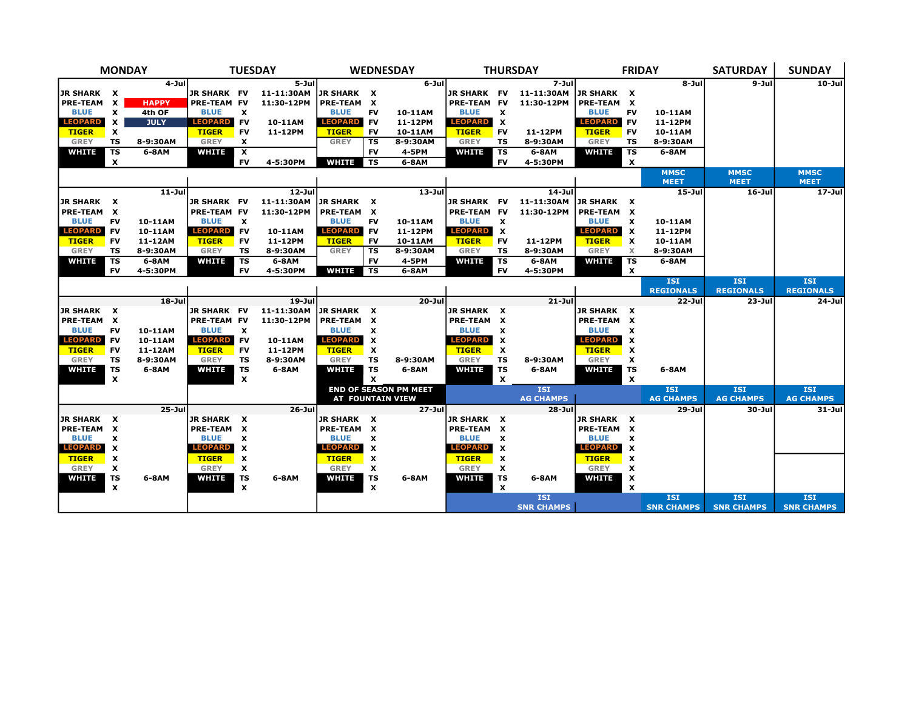| MONDAY | TUESDAY | WEDNESDAY | THURSDAY | FRIDAY | SATURDAY | SUNDAY |
|---|---|---|---|---|---|---|
| 4-Jul | 5-Jul | 6-Jul | 7-Jul | 8-Jul | 9-Jul | 10-Jul |
| JR SHARK X | JR SHARK FV 11-11:30AM | JR SHARK X | JR SHARK FV 11-11:30AM | JR SHARK X | | |
| PRE-TEAM X HAPPY | PRE-TEAM FV 11:30-12PM | PRE-TEAM X | PRE-TEAM FV 11:30-12PM | PRE-TEAM X | | |
| BLUE X 4th OF | BLUE X | BLUE FV 10-11AM | BLUE X | BLUE FV 10-11AM | | |
| LEOPARD X JULY | LEOPARD FV 10-11AM | LEOPARD FV 11-12PM | LEOPARD X | LEOPARD FV 11-12PM | | |
| TIGER X | TIGER FV 11-12PM | TIGER FV 10-11AM | TIGER FV 11-12PM | TIGER FV 10-11AM | | |
| GREY TS 8-9:30AM | GREY X | GREY TS 8-9:30AM | GREY TS 8-9:30AM | GREY TS 8-9:30AM | | |
| WHITE TS 6-8AM | WHITE X | FV 4-5PM | WHITE TS 6-8AM | WHITE TS 6-8AM | | |
| X | FV 4-5:30PM | WHITE TS 6-8AM | FV 4-5:30PM | X | | |
| | | | | MMSC MEET | MMSC MEET | MMSC MEET |
| 11-Jul | 12-Jul | 13-Jul | 14-Jul | 15-Jul | 16-Jul | 17-Jul |
| JR SHARK X | JR SHARK FV 11-11:30AM | JR SHARK X | JR SHARK FV 11-11:30AM | JR SHARK X | | |
| PRE-TEAM X | PRE-TEAM FV 11:30-12PM | PRE-TEAM X | PRE-TEAM FV 11:30-12PM | PRE-TEAM X | | |
| BLUE FV 10-11AM | BLUE X | BLUE FV 10-11AM | BLUE X | BLUE X 10-11AM | | |
| LEOPARD FV 10-11AM | LEOPARD FV 10-11AM | LEOPARD FV 11-12PM | LEOPARD X | LEOPARD X 11-12PM | | |
| TIGER FV 11-12PM | TIGER FV 11-12PM | TIGER FV 10-11AM | TIGER FV 11-12PM | TIGER X 10-11AM | | |
| GREY TS 8-9:30AM | GREY TS 8-9:30AM | GREY TS 8-9:30AM | GREY TS 8-9:30AM | GREY X 8-9:30AM | | |
| WHITE TS 6-8AM | WHITE TS 6-8AM | FV 4-5PM | WHITE TS 6-8AM | WHITE TS 6-8AM | | |
| FV 4-5:30PM | FV 4-5:30PM | WHITE TS 6-8AM | FV 4-5:30PM | X | | |
| | | | | ISI REGIONALS | ISI REGIONALS | ISI REGIONALS |
| 18-Jul | 19-Jul | 20-Jul | 21-Jul | 22-Jul | 23-Jul | 24-Jul |
| JR SHARK X | JR SHARK FV 11-11:30AM | JR SHARK X | JR SHARK X | JR SHARK X | | |
| PRE-TEAM X | PRE-TEAM FV 11:30-12PM | PRE-TEAM X | PRE-TEAM X | PRE-TEAM X | | |
| BLUE FV 10-11AM | BLUE X | BLUE X | BLUE X | BLUE X | | |
| LEOPARD FV 10-11AM | LEOPARD FV 10-11AM | LEOPARD X | LEOPARD X | LEOPARD X | | |
| TIGER FV 11-12AM | TIGER FV 11-12PM | TIGER X | TIGER X | TIGER X | | |
| GREY TS 8-9:30AM | GREY TS 8-9:30AM | GREY TS 8-9:30AM | GREY TS 8-9:30AM | GREY X | | |
| WHITE TS 6-8AM | WHITE TS 6-8AM | WHITE TS 6-8AM | WHITE TS 6-8AM | WHITE TS 6-8AM | | |
| X | X | X | X | X | | |
| | | END OF SEASON PM MEET AT FOUNTAIN VIEW | ISI AG CHAMPS | ISI AG CHAMPS | ISI AG CHAMPS | ISI AG CHAMPS |
| 25-Jul | 26-Jul | 27-Jul | 28-Jul | 29-Jul | 30-Jul | 31-Jul |
| JR SHARK X | JR SHARK X | JR SHARK X | JR SHARK X | JR SHARK X | | |
| PRE-TEAM X | PRE-TEAM X | PRE-TEAM X | PRE-TEAM X | PRE-TEAM X | | |
| BLUE X | BLUE X | BLUE X | BLUE X | BLUE X | | |
| LEOPARD X | LEOPARD X | LEOPARD X | LEOPARD X | LEOPARD X | | |
| TIGER X | TIGER X | TIGER X | TIGER X | TIGER X | | |
| GREY X | GREY X | GREY X | GREY X | GREY X | | |
| WHITE TS 6-8AM | WHITE TS 6-8AM | WHITE TS 6-8AM | WHITE TS 6-8AM | WHITE X | | |
| X | X | X | X | X | | |
| | | | ISI SNR CHAMPS | ISI SNR CHAMPS | ISI SNR CHAMPS | ISI SNR CHAMPS |